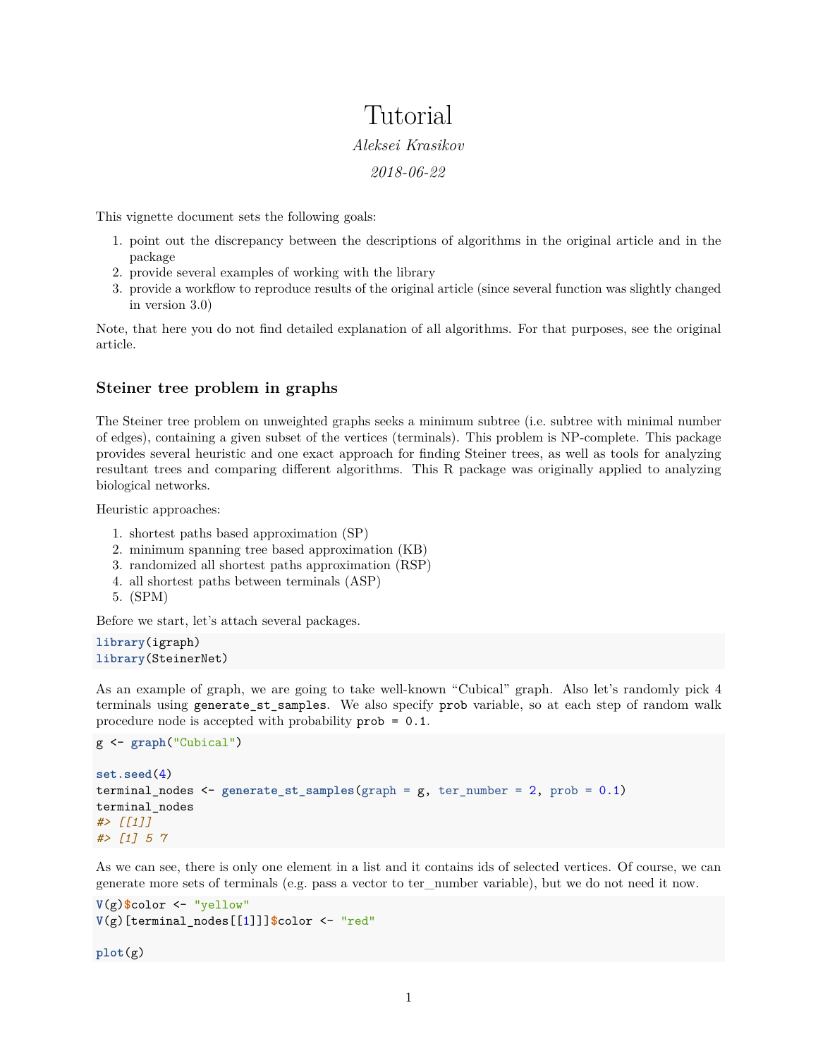# Tutorial

*Aleksei Krasikov*

*2018-06-22*

This vignette document sets the following goals:

1. point out the discrepancy between the descriptions of algorithms in the original article and in the package
2. provide several examples of working with the library
3. provide a workflow to reproduce results of the original article (since several function was slightly changed in version 3.0)

Note, that here you do not find detailed explanation of all algorithms. For that purposes, see the original article.

### Steiner tree problem in graphs

The Steiner tree problem on unweighted graphs seeks a minimum subtree (i.e. subtree with minimal number of edges), containing a given subset of the vertices (terminals). This problem is NP-complete. This package provides several heuristic and one exact approach for finding Steiner trees, as well as tools for analyzing resultant trees and comparing different algorithms. This R package was originally applied to analyzing biological networks.

Heuristic approaches:

1. shortest paths based approximation (SP)
2. minimum spanning tree based approximation (KB)
3. randomized all shortest paths approximation (RSP)
4. all shortest paths between terminals (ASP)
5. (SPM)

Before we start, let's attach several packages.

```
library(igraph)
library(SteinerNet)
```

As an example of graph, we are going to take well-known "Cubical" graph. Also let's randomly pick 4 terminals using `generate_st_samples`. We also specify `prob` variable, so at each step of random walk procedure node is accepted with probability `prob = 0.1`.

```
g <- graph("Cubical")

set.seed(4)
terminal_nodes <- generate_st_samples(graph = g, ter_number = 2, prob = 0.1)
terminal_nodes
#> [[1]]
#> [1] 5 7
```

As we can see, there is only one element in a list and it contains ids of selected vertices. Of course, we can generate more sets of terminals (e.g. pass a vector to ter_number variable), but we do not need it now.

```
V(g)$color <- "yellow"
V(g)[terminal_nodes[[1]]]$color <- "red"

plot(g)
```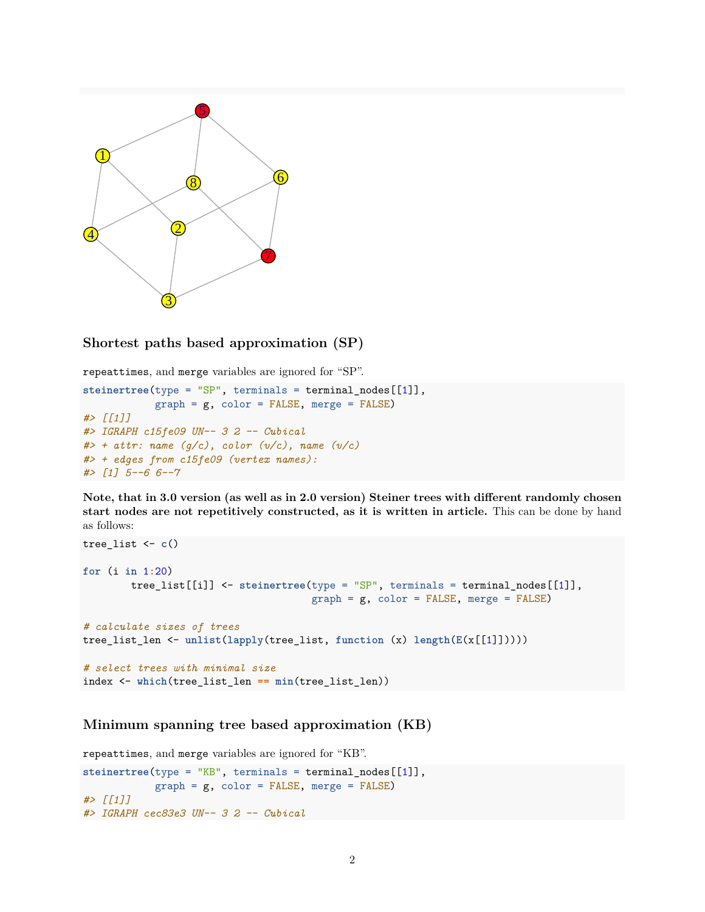### Shortest paths based approximation (SP)

`repeattimes`, and `merge` variables are ignored for "SP".

```
steinertree(type = "SP", terminals = terminal_nodes[[1]],
            graph = g, color = FALSE, merge = FALSE)
#> [[1]]
#> IGRAPH c15fe09 UN-- 3 2 -- Cubical
#> + attr: name (g/c), color (v/c), name (v/c)
#> + edges from c15fe09 (vertex names):
#> [1] 5--6 6--7
```

**Note, that in 3.0 version (as well as in 2.0 version) Steiner trees with different randomly chosen start nodes are not repetitively constructed, as it is written in article.** This can be done by hand as follows:

```
tree_list <- c()

for (i in 1:20)
        tree_list[[i]] <- steinertree(type = "SP", terminals = terminal_nodes[[1]],
                                      graph = g, color = FALSE, merge = FALSE)

# calculate sizes of trees
tree_list_len <- unlist(lapply(tree_list, function (x) length(E(x[[1]]))))

# select trees with minimal size
index <- which(tree_list_len == min(tree_list_len))
```

### Minimum spanning tree based approximation (KB)

`repeattimes`, and `merge` variables are ignored for "KB".

```
steinertree(type = "KB", terminals = terminal_nodes[[1]],
            graph = g, color = FALSE, merge = FALSE)
#> [[1]]
#> IGRAPH cec83e3 UN-- 3 2 -- Cubical
```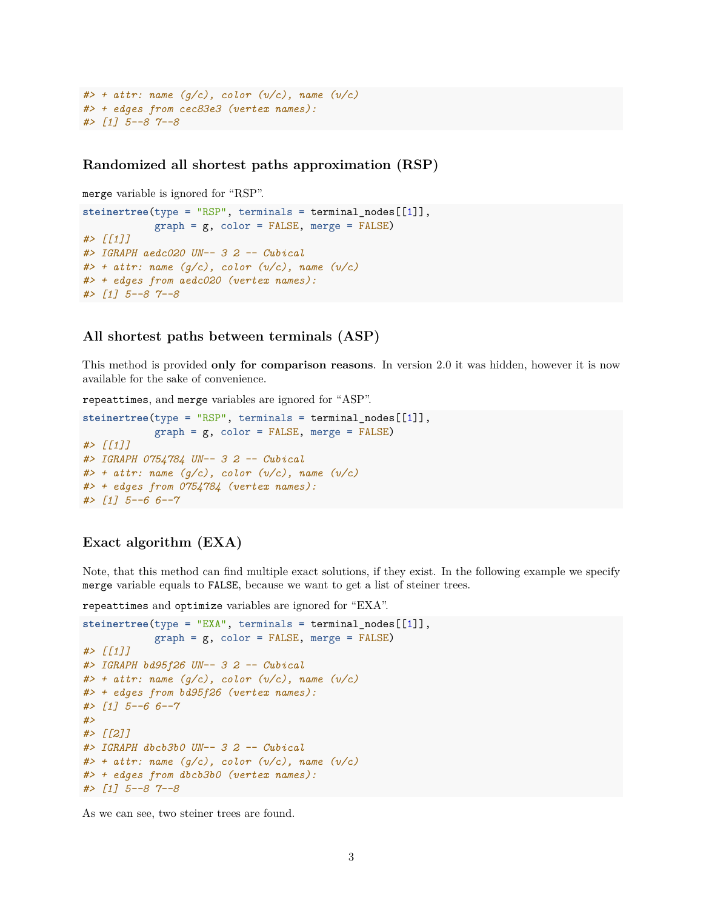```
#> + attr: name (g/c), color (v/c), name (v/c)
#> + edges from cec83e3 (vertex names):
#> [1] 5--8 7--8
```

### Randomized all shortest paths approximation (RSP)

`merge` variable is ignored for "RSP".

```
steinertree(type = "RSP", terminals = terminal_nodes[[1]],
            graph = g, color = FALSE, merge = FALSE)
#> [[1]]
#> IGRAPH aedc020 UN-- 3 2 -- Cubical
#> + attr: name (g/c), color (v/c), name (v/c)
#> + edges from aedc020 (vertex names):
#> [1] 5--8 7--8
```

### All shortest paths between terminals (ASP)

This method is provided **only for comparison reasons**. In version 2.0 it was hidden, however it is now available for the sake of convenience.

`repeattimes`, and `merge` variables are ignored for "ASP".

```
steinertree(type = "RSP", terminals = terminal_nodes[[1]],
            graph = g, color = FALSE, merge = FALSE)
#> [[1]]
#> IGRAPH 0754784 UN-- 3 2 -- Cubical
#> + attr: name (g/c), color (v/c), name (v/c)
#> + edges from 0754784 (vertex names):
#> [1] 5--6 6--7
```

### Exact algorithm (EXA)

Note, that this method can find multiple exact solutions, if they exist. In the following example we specify `merge` variable equals to `FALSE`, because we want to get a list of steiner trees.

`repeattimes` and `optimize` variables are ignored for "EXA".

```
steinertree(type = "EXA", terminals = terminal_nodes[[1]],
            graph = g, color = FALSE, merge = FALSE)
#> [[1]]
#> IGRAPH bd95f26 UN-- 3 2 -- Cubical
#> + attr: name (g/c), color (v/c), name (v/c)
#> + edges from bd95f26 (vertex names):
#> [1] 5--6 6--7
#>
#> [[2]]
#> IGRAPH dbcb3b0 UN-- 3 2 -- Cubical
#> + attr: name (g/c), color (v/c), name (v/c)
#> + edges from dbcb3b0 (vertex names):
#> [1] 5--8 7--8
```

As we can see, two steiner trees are found.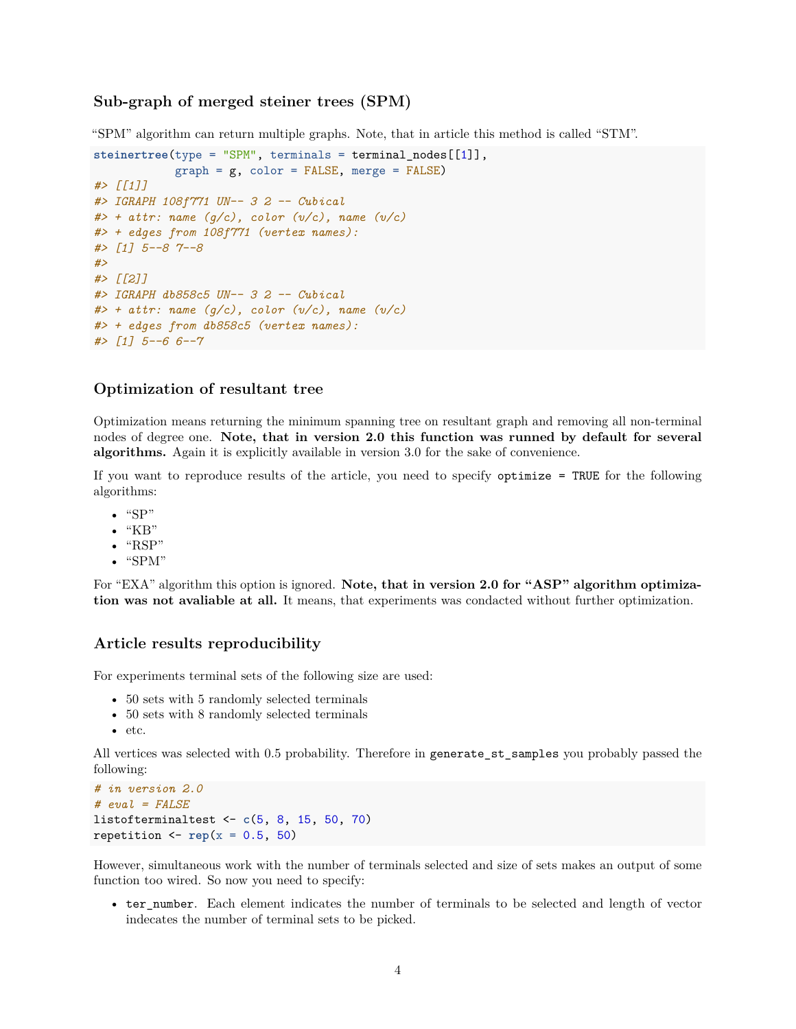### Sub-graph of merged steiner trees (SPM)

"SPM" algorithm can return multiple graphs. Note, that in article this method is called "STM".

```
steinertree(type = "SPM", terminals = terminal_nodes[[1]],
            graph = g, color = FALSE, merge = FALSE)
#> [[1]]
#> IGRAPH 108f771 UN-- 3 2 -- Cubical
#> + attr: name (g/c), color (v/c), name (v/c)
#> + edges from 108f771 (vertex names):
#> [1] 5--8 7--8
#>
#> [[2]]
#> IGRAPH db858c5 UN-- 3 2 -- Cubical
#> + attr: name (g/c), color (v/c), name (v/c)
#> + edges from db858c5 (vertex names):
#> [1] 5--6 6--7
```

### Optimization of resultant tree

Optimization means returning the minimum spanning tree on resultant graph and removing all non-terminal nodes of degree one. **Note, that in version 2.0 this function was runned by default for several algorithms.** Again it is explicitly available in version 3.0 for the sake of convenience.

If you want to reproduce results of the article, you need to specify `optimize = TRUE` for the following algorithms:

- "SP"
- "KB"
- "RSP"
- "SPM"

For "EXA" algorithm this option is ignored. **Note, that in version 2.0 for "ASP" algorithm optimization was not avaliable at all.** It means, that experiments was condacted without further optimization.

### Article results reproducibility

For experiments terminal sets of the following size are used:

- 50 sets with 5 randomly selected terminals
- 50 sets with 8 randomly selected terminals
- etc.

All vertices was selected with 0.5 probability. Therefore in `generate_st_samples` you probably passed the following:

```
# in version 2.0
# eval = FALSE
listofterminaltest <- c(5, 8, 15, 50, 70)
repetition <- rep(x = 0.5, 50)
```

However, simultaneous work with the number of terminals selected and size of sets makes an output of some function too wired. So now you need to specify:

- `ter_number`. Each element indicates the number of terminals to be selected and length of vector indecates the number of terminal sets to be picked.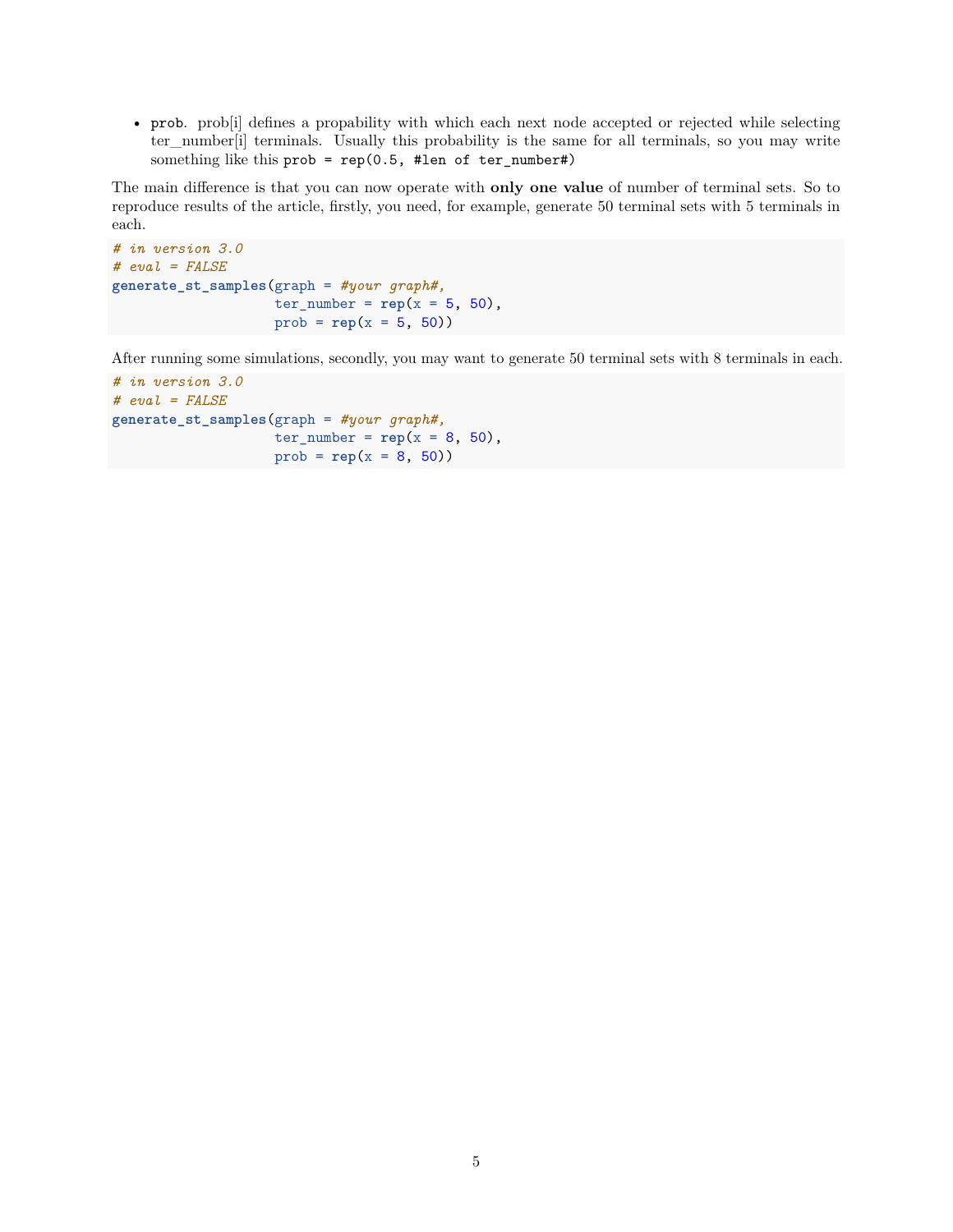- `prob`. prob[i] defines a propability with which each next node accepted or rejected while selecting ter_number[i] terminals. Usually this probability is the same for all terminals, so you may write something like this `prob = rep(0.5, #len of ter_number#)`

The main difference is that you can now operate with **only one value** of number of terminal sets. So to reproduce results of the article, firstly, you need, for example, generate 50 terminal sets with 5 terminals in each.

```
# in version 3.0
# eval = FALSE
generate_st_samples(graph = #your graph#,
                    ter_number = rep(x = 5, 50),
                    prob = rep(x = 5, 50))
```

After running some simulations, secondly, you may want to generate 50 terminal sets with 8 terminals in each.

```
# in version 3.0
# eval = FALSE
generate_st_samples(graph = #your graph#,
                    ter_number = rep(x = 8, 50),
                    prob = rep(x = 8, 50))
```